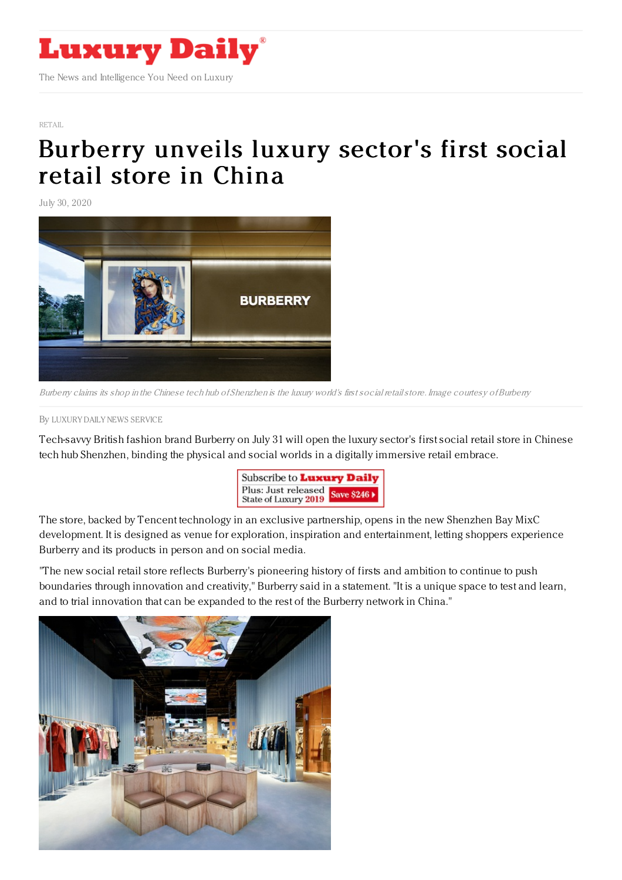# Luxury Daily

The News and Intelligence You Need on Luxury

RETAIL

# Burberry unveils luxury sector's first social retail store in China

July 30, 2020

*Burberry claims its shop in the Chinese tech hub of Shenzhen is the luxury world's first social retail store. Image courtesy of Burberry*

By LUXURY DAILY NEWS SERVICE

Tech-savvy British fashion brand Burberry on July 31 will open the luxury sector's first social retail store in Chinese tech hub Shenzhen, binding the physical and social worlds in a digitally immersive retail embrace.

The store, backed by Tencent technology in an exclusive partnership, opens in the new Shenzhen Bay MixC development. It is designed as venue for exploration, inspiration and entertainment, letting shoppers experience Burberry and its products in person and on social media.

"The new social retail store reflects Burberry's pioneering history of firsts and ambition to continue to push boundaries through innovation and creativity," Burberry said in a statement. "It is a unique space to test and learn, and to trial innovation that can be expanded to the rest of the Burberry network in China."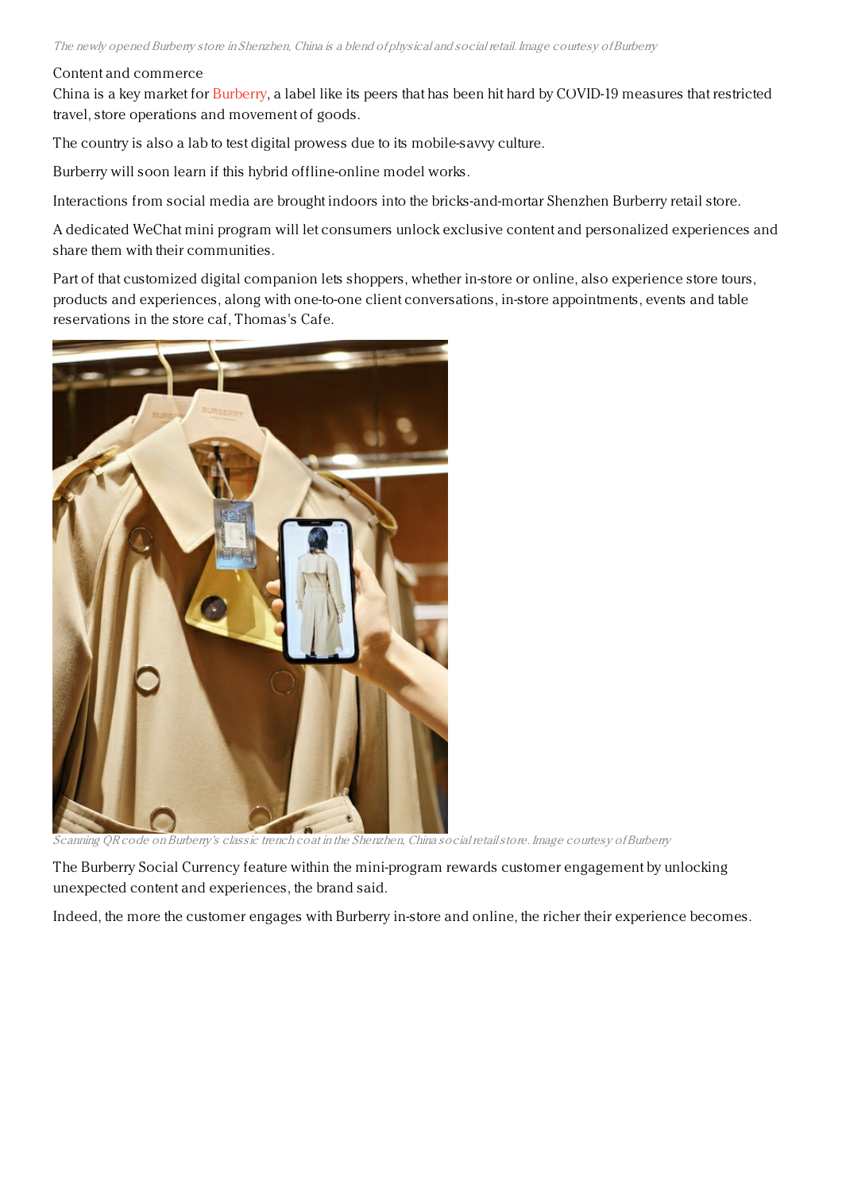*The newly opened Burberry store in Shenzhen, China is a blend of physical and social retail. Image courtesy of Burberry*

## Content and commerce

China is a key market for Burberry, a label like its peers that has been hit hard by COVID-19 measures that restricted travel, store operations and movement of goods.

The country is also a lab to test digital prowess due to its mobile-savvy culture.

Burberry will soon learn if this hybrid offline-online model works.

Interactions from social media are brought indoors into the bricks-and-mortar Shenzhen Burberry retail store.

A dedicated WeChat mini program will let consumers unlock exclusive content and personalized experiences and share them with their communities.

Part of that customized digital companion lets shoppers, whether in-store or online, also experience store tours, products and experiences, along with one-to-one client conversations, in-store appointments, events and table reservations in the store caf, Thomas's Cafe.

*Scanning QR code on Burberry's classic trench coat in the Shenzhen, China social retail store. Image courtesy of Burberry*

The Burberry Social Currency feature within the mini-program rewards customer engagement by unlocking unexpected content and experiences, the brand said.

Indeed, the more the customer engages with Burberry in-store and online, the richer their experience becomes.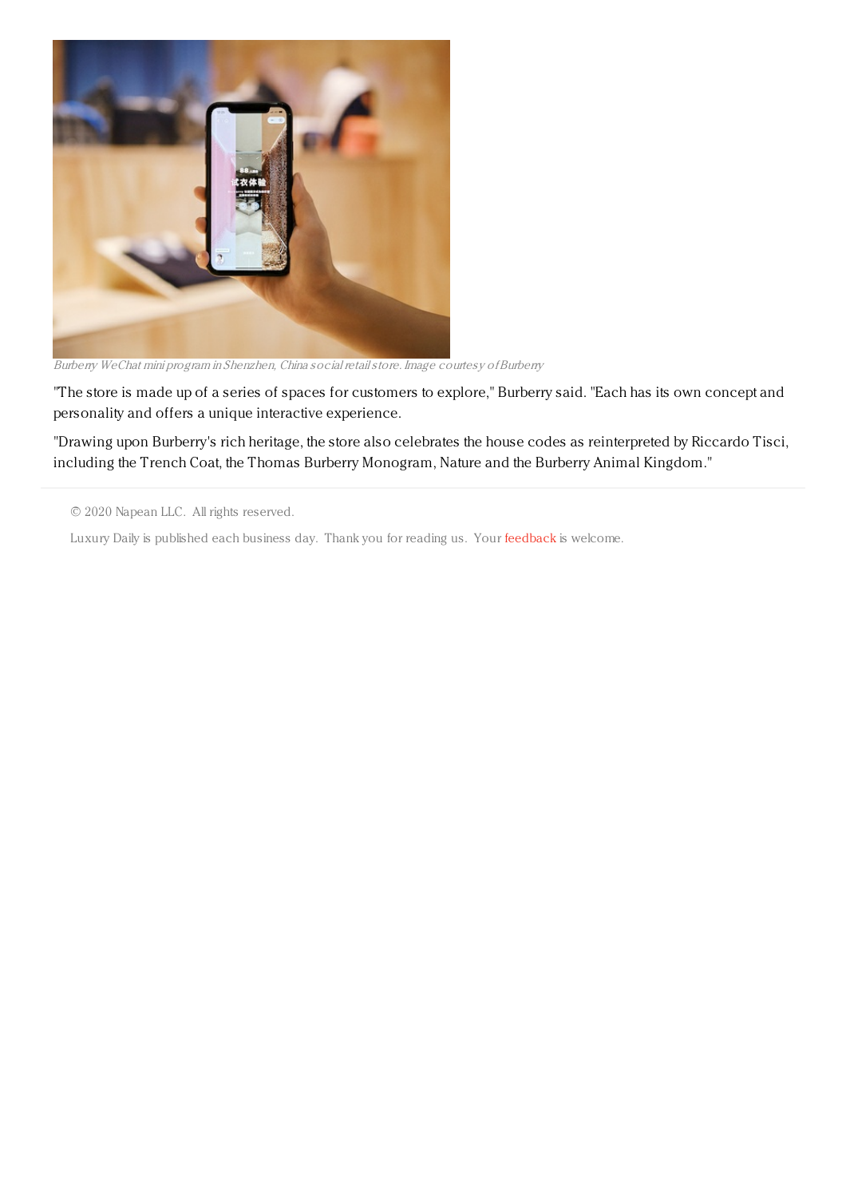*Burberry WeChat mini program in Shenzhen, China social retail store. Image courtesy of Burberry*

"The store is made up of a series of spaces for customers to explore," Burberry said. "Each has its own concept and personality and offers a unique interactive experience.

"Drawing upon Burberry's rich heritage, the store also celebrates the house codes as reinterpreted by Riccardo Tisci, including the Trench Coat, the Thomas Burberry Monogram, Nature and the Burberry Animal Kingdom."

© 2020 Napean LLC. All rights reserved.

Luxury Daily is published each business day. Thank you for reading us. Your feedback is welcome.